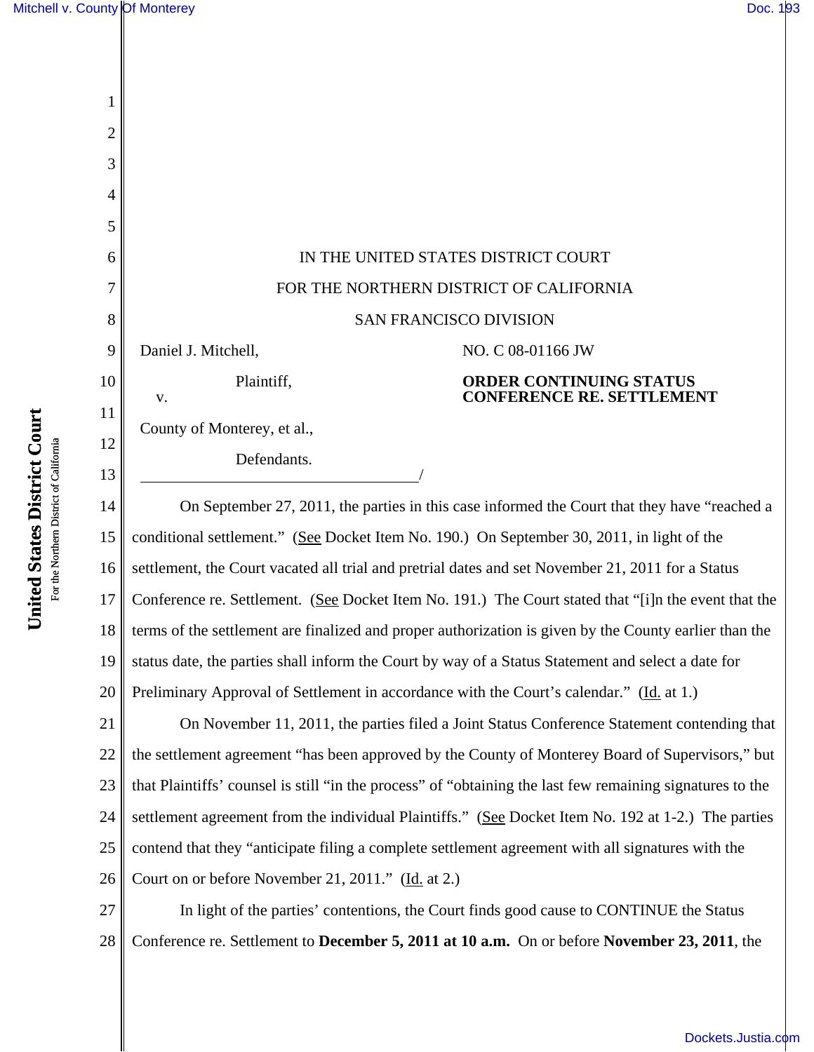IN THE UNITED STATES DISTRICT COURT

FOR THE NORTHERN DISTRICT OF CALIFORNIA

SAN FRANCISCO DIVISION

Daniel J. Mitchell,

Plaintiff,

v.

County of Monterey, et al.,

Defendants.

/

NO. C 08-01166 JW

**ORDER CONTINUING STATUS CONFERENCE RE. SETTLEMENT**

On September 27, 2011, the parties in this case informed the Court that they have "reached a conditional settlement." (See Docket Item No. 190.) On September 30, 2011, in light of the settlement, the Court vacated all trial and pretrial dates and set November 21, 2011 for a Status Conference re. Settlement. (See Docket Item No. 191.) The Court stated that "[i]n the event that the terms of the settlement are finalized and proper authorization is given by the County earlier than the status date, the parties shall inform the Court by way of a Status Statement and select a date for Preliminary Approval of Settlement in accordance with the Court's calendar." (Id. at 1.)

On November 11, 2011, the parties filed a Joint Status Conference Statement contending that the settlement agreement "has been approved by the County of Monterey Board of Supervisors," but that Plaintiffs' counsel is still "in the process" of "obtaining the last few remaining signatures to the settlement agreement from the individual Plaintiffs." (See Docket Item No. 192 at 1-2.) The parties contend that they "anticipate filing a complete settlement agreement with all signatures with the Court on or before November 21, 2011." (Id. at 2.)

In light of the parties' contentions, the Court finds good cause to CONTINUE the Status Conference re. Settlement to **December 5, 2011 at 10 a.m.** On or before **November 23, 2011**, the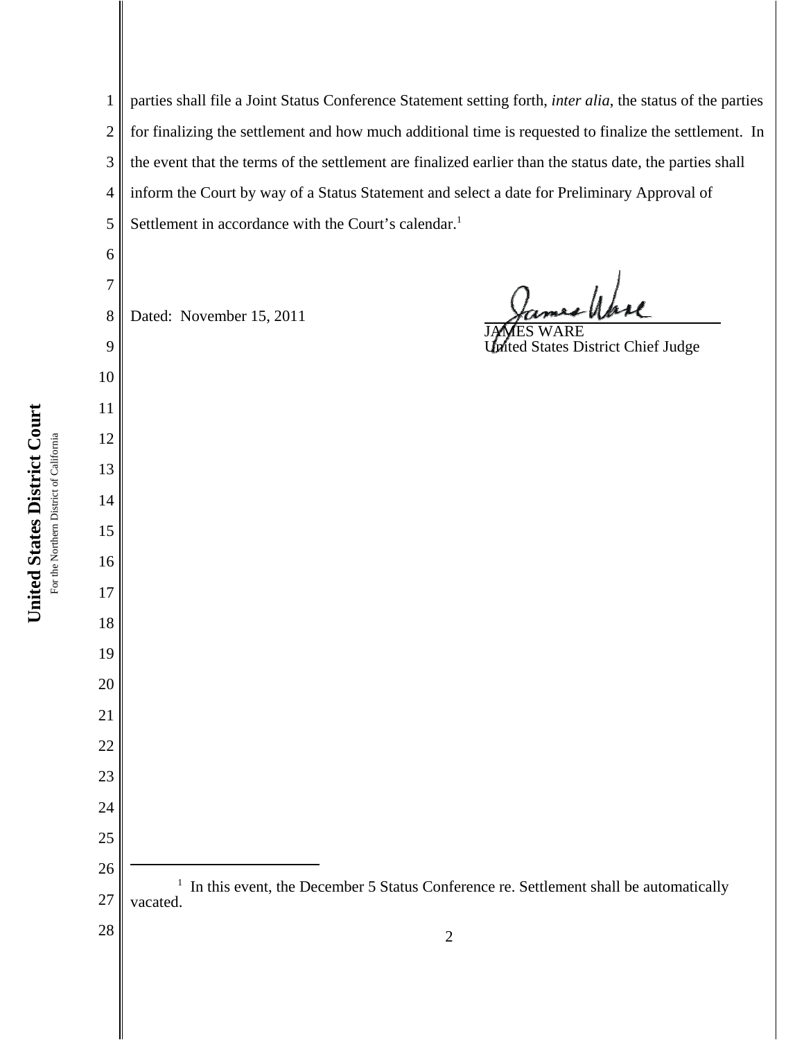parties shall file a Joint Status Conference Statement setting forth, *inter alia*, the status of the parties for finalizing the settlement and how much additional time is requested to finalize the settlement. In the event that the terms of the settlement are finalized earlier than the status date, the parties shall inform the Court by way of a Status Statement and select a date for Preliminary Approval of Settlement in accordance with the Court's calendar.[1]

Dated: November 15, 2011

JAMES WARE
United States District Chief Judge

---

[1] In this event, the December 5 Status Conference re. Settlement shall be automatically vacated.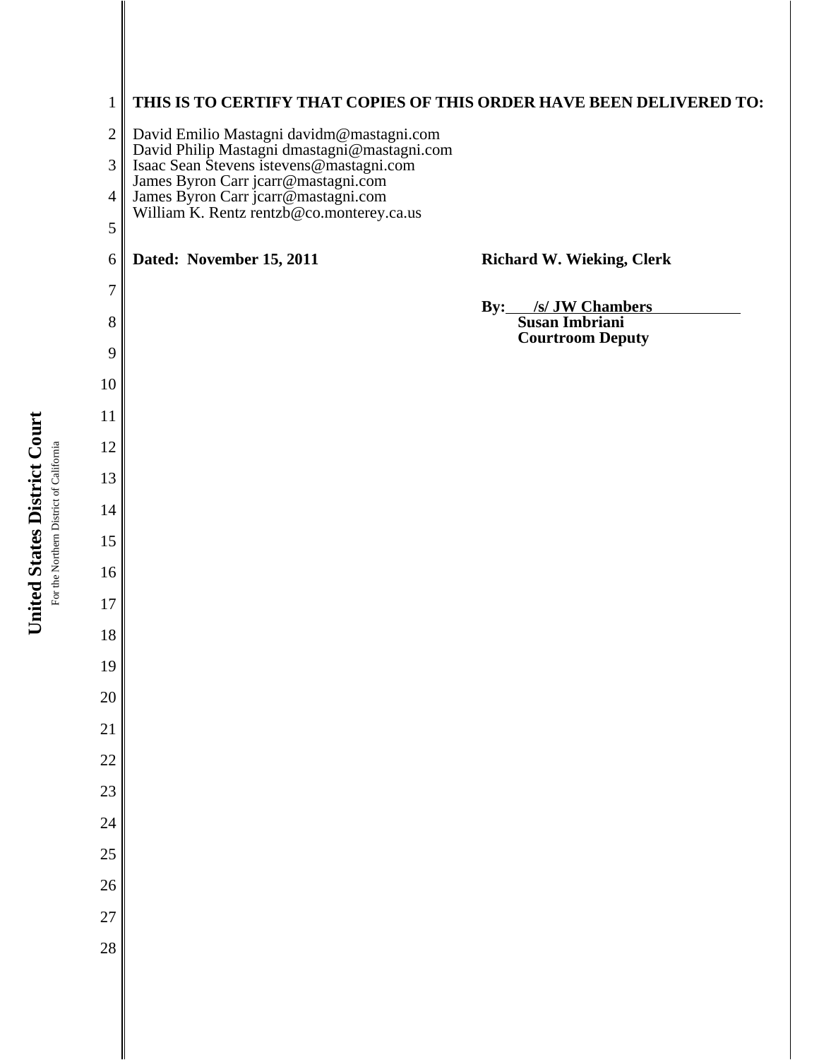**THIS IS TO CERTIFY THAT COPIES OF THIS ORDER HAVE BEEN DELIVERED TO:**

David Emilio Mastagni davidm@mastagni.com
David Philip Mastagni dmastagni@mastagni.com
Isaac Sean Stevens istevens@mastagni.com
James Byron Carr jcarr@mastagni.com
James Byron Carr jcarr@mastagni.com
William K. Rentz rentzb@co.monterey.ca.us

**Dated: November 15, 2011**

**Richard W. Wieking, Clerk**

**By: /s/ JW Chambers**
**Susan Imbriani**
**Courtroom Deputy**